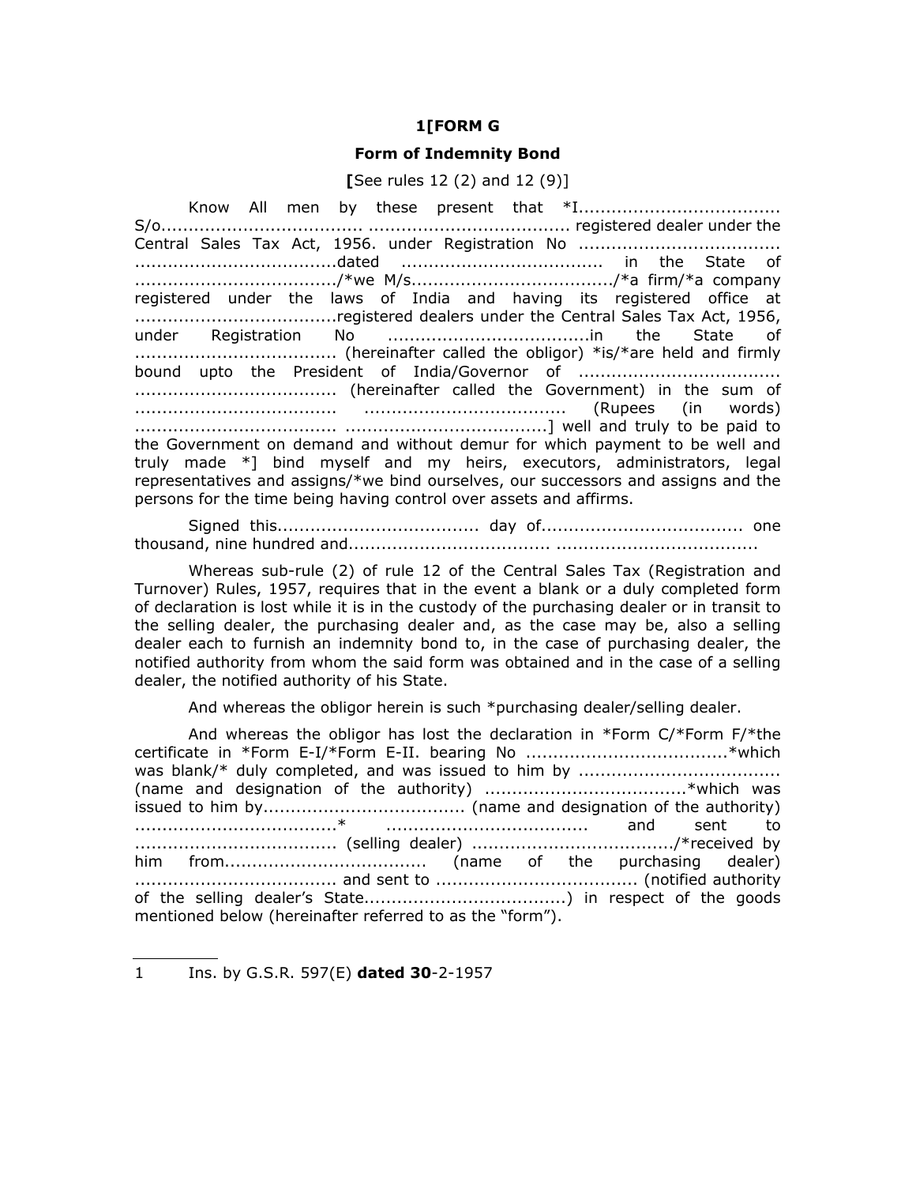**1[FORM G**

**Form of Indemnity Bond**

**[**See rules 12 (2) and 12 (9)]

Know All men by these present that *I.................................... S/o.................................... .................................... registered dealer under the Central Sales Tax Act, 1956. under Registration No .................................... ....................................dated .................................... in the State of ..................................../*we M/s..................................../*a firm/*a company registered under the laws of India and having its registered office at ....................................registered dealers under the Central Sales Tax Act, 1956, under Registration No ....................................in the State of .................................... (hereinafter called the obligor) *is/*are held and firmly bound upto the President of India/Governor of .................................... .................................... (hereinafter called the Government) in the sum of .................................... .................................... (Rupees (in words) .................................... ....................................] well and truly to be paid to the Government on demand and without demur for which payment to be well and truly made *] bind myself and my heirs, executors, administrators, legal representatives and assigns/*we bind ourselves, our successors and assigns and the persons for the time being having control over assets and affirms.

Signed this.................................... day of.................................... one thousand, nine hundred and.................................... ....................................

Whereas sub-rule (2) of rule 12 of the Central Sales Tax (Registration and Turnover) Rules, 1957, requires that in the event a blank or a duly completed form of declaration is lost while it is in the custody of the purchasing dealer or in transit to the selling dealer, the purchasing dealer and, as the case may be, also a selling dealer each to furnish an indemnity bond to, in the case of purchasing dealer, the notified authority from whom the said form was obtained and in the case of a selling dealer, the notified authority of his State.

And whereas the obligor herein is such *purchasing dealer/selling dealer.

And whereas the obligor has lost the declaration in *Form C/*Form F/*the certificate in *Form E-I/*Form E-II. bearing No ....................................*which was blank/* duly completed, and was issued to him by .................................... (name and designation of the authority) ....................................*which was issued to him by.................................... (name and designation of the authority) ....................................* .................................... and sent to .................................... (selling dealer) ..................................../*received by him from.................................... (name of the purchasing dealer) .................................... and sent to .................................... (notified authority of the selling dealer's State....................................) in respect of the goods mentioned below (hereinafter referred to as the "form").

---

1 Ins. by G.S.R. 597(E) **dated 30**-2-1957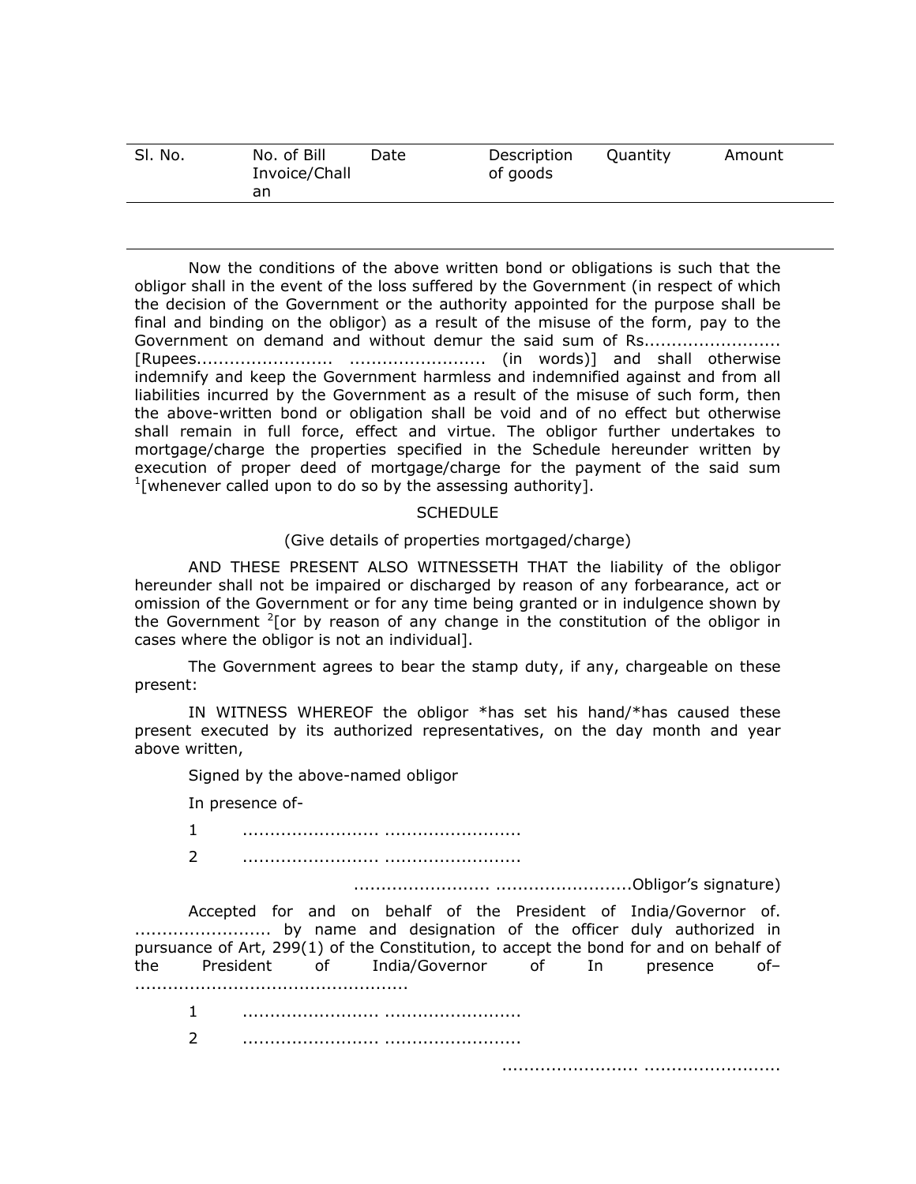| Sl. No. | No. of Bill Invoice/Challan | Date | Description of goods | Quantity | Amount |
|---|---|---|---|---|---|
| | | | | | |

Now the conditions of the above written bond or obligations is such that the obligor shall in the event of the loss suffered by the Government (in respect of which the decision of the Government or the authority appointed for the purpose shall be final and binding on the obligor) as a result of the misuse of the form, pay to the Government on demand and without demur the said sum of Rs........................ [Rupees........................ ........................ (in words)] and shall otherwise indemnify and keep the Government harmless and indemnified against and from all liabilities incurred by the Government as a result of the misuse of such form, then the above-written bond or obligation shall be void and of no effect but otherwise shall remain in full force, effect and virtue. The obligor further undertakes to mortgage/charge the properties specified in the Schedule hereunder written by execution of proper deed of mortgage/charge for the payment of the said sum [1][whenever called upon to do so by the assessing authority].

SCHEDULE

(Give details of properties mortgaged/charge)

AND THESE PRESENT ALSO WITNESSETH THAT the liability of the obligor hereunder shall not be impaired or discharged by reason of any forbearance, act or omission of the Government or for any time being granted or in indulgence shown by the Government [2][or by reason of any change in the constitution of the obligor in cases where the obligor is not an individual].

The Government agrees to bear the stamp duty, if any, chargeable on these present:

IN WITNESS WHEREOF the obligor *has set his hand/*has caused these present executed by its authorized representatives, on the day month and year above written,

Signed by the above-named obligor

In presence of-

1 ........................ ........................

2 ........................ ........................

........................ ........................Obligor's signature)

Accepted for and on behalf of the President of India/Governor of. ........................ by name and designation of the officer duly authorized in pursuance of Art, 299(1) of the Constitution, to accept the bond for and on behalf of the President of India/Governor of In presence of– ................................................

1 ........................ ........................

2 ........................ ........................

........................ ........................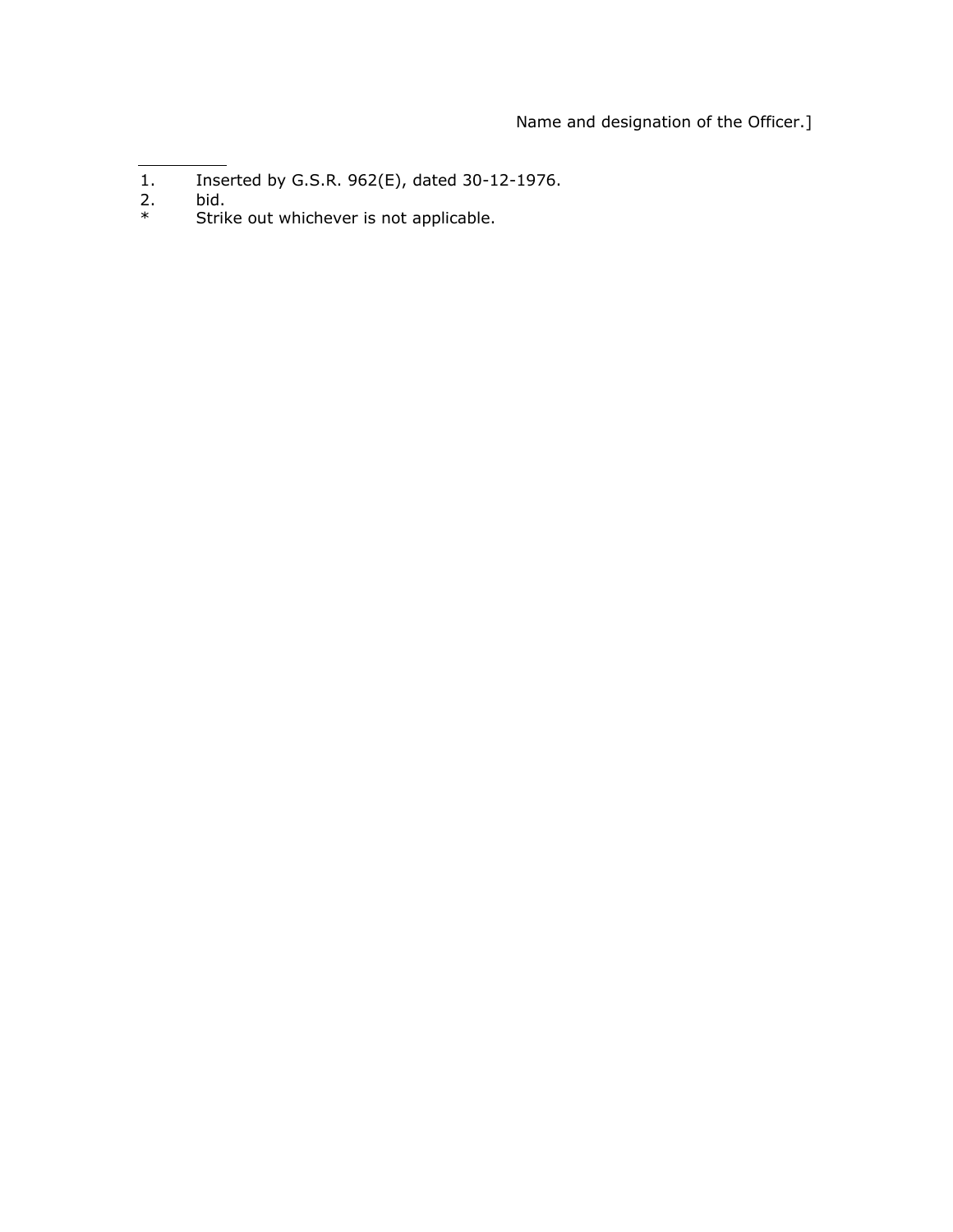Name and designation of the Officer.]

---

1. Inserted by G.S.R. 962(E), dated 30-12-1976.
2. bid.

* Strike out whichever is not applicable.